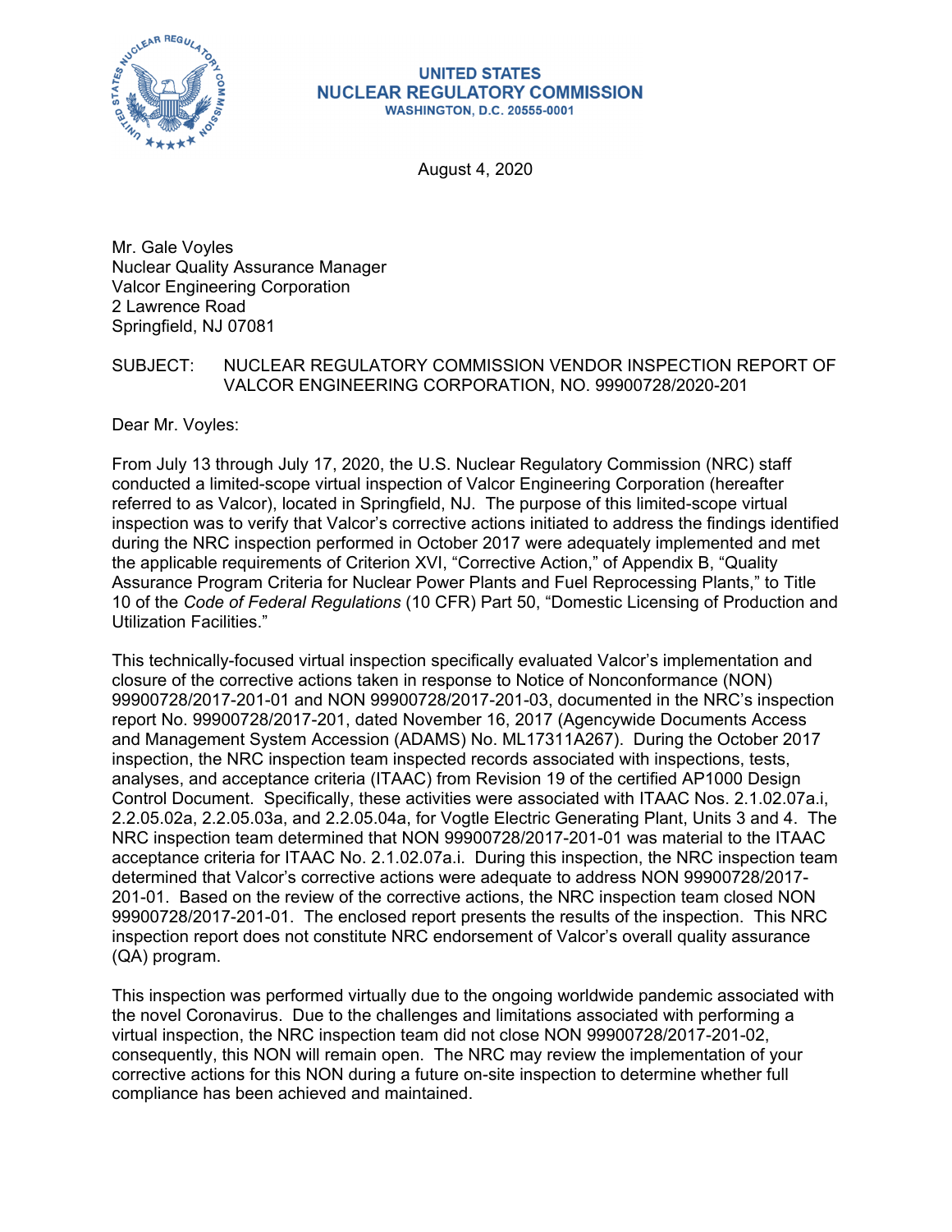UNITED STATES
NUCLEAR REGULATORY COMMISSION
WASHINGTON, D.C. 20555-0001

August 4, 2020

Mr. Gale Voyles
Nuclear Quality Assurance Manager
Valcor Engineering Corporation
2 Lawrence Road
Springfield, NJ 07081

SUBJECT: NUCLEAR REGULATORY COMMISSION VENDOR INSPECTION REPORT OF VALCOR ENGINEERING CORPORATION, NO. 99900728/2020-201

Dear Mr. Voyles:

From July 13 through July 17, 2020, the U.S. Nuclear Regulatory Commission (NRC) staff conducted a limited-scope virtual inspection of Valcor Engineering Corporation (hereafter referred to as Valcor), located in Springfield, NJ. The purpose of this limited-scope virtual inspection was to verify that Valcor's corrective actions initiated to address the findings identified during the NRC inspection performed in October 2017 were adequately implemented and met the applicable requirements of Criterion XVI, "Corrective Action," of Appendix B, "Quality Assurance Program Criteria for Nuclear Power Plants and Fuel Reprocessing Plants," to Title 10 of the *Code of Federal Regulations* (10 CFR) Part 50, "Domestic Licensing of Production and Utilization Facilities."

This technically-focused virtual inspection specifically evaluated Valcor's implementation and closure of the corrective actions taken in response to Notice of Nonconformance (NON) 99900728/2017-201-01 and NON 99900728/2017-201-03, documented in the NRC's inspection report No. 99900728/2017-201, dated November 16, 2017 (Agencywide Documents Access and Management System Accession (ADAMS) No. ML17311A267). During the October 2017 inspection, the NRC inspection team inspected records associated with inspections, tests, analyses, and acceptance criteria (ITAAC) from Revision 19 of the certified AP1000 Design Control Document. Specifically, these activities were associated with ITAAC Nos. 2.1.02.07a.i, 2.2.05.02a, 2.2.05.03a, and 2.2.05.04a, for Vogtle Electric Generating Plant, Units 3 and 4. The NRC inspection team determined that NON 99900728/2017-201-01 was material to the ITAAC acceptance criteria for ITAAC No. 2.1.02.07a.i. During this inspection, the NRC inspection team determined that Valcor's corrective actions were adequate to address NON 99900728/2017-201-01. Based on the review of the corrective actions, the NRC inspection team closed NON 99900728/2017-201-01. The enclosed report presents the results of the inspection. This NRC inspection report does not constitute NRC endorsement of Valcor's overall quality assurance (QA) program.

This inspection was performed virtually due to the ongoing worldwide pandemic associated with the novel Coronavirus. Due to the challenges and limitations associated with performing a virtual inspection, the NRC inspection team did not close NON 99900728/2017-201-02, consequently, this NON will remain open. The NRC may review the implementation of your corrective actions for this NON during a future on-site inspection to determine whether full compliance has been achieved and maintained.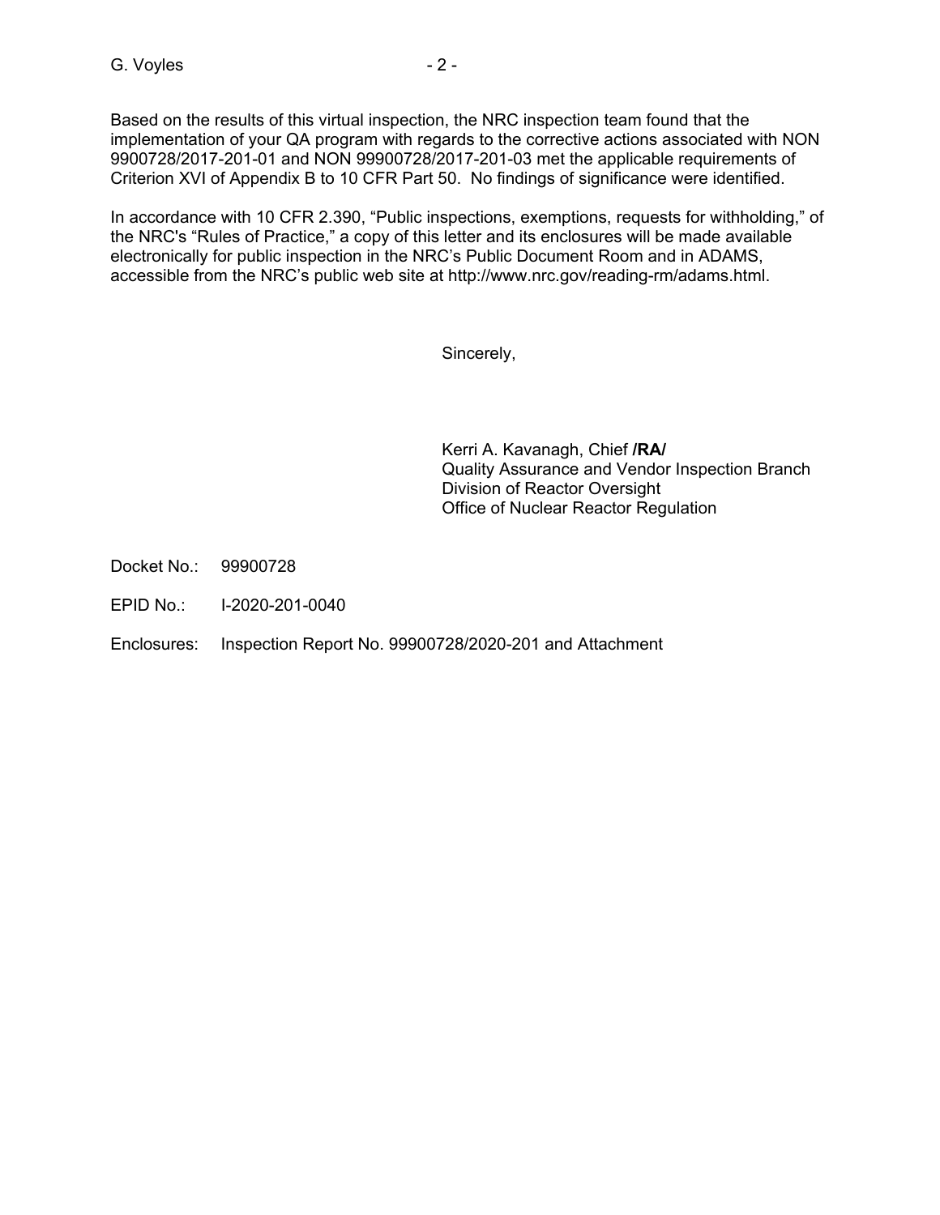Based on the results of this virtual inspection, the NRC inspection team found that the implementation of your QA program with regards to the corrective actions associated with NON 9900728/2017-201-01 and NON 99900728/2017-201-03 met the applicable requirements of Criterion XVI of Appendix B to 10 CFR Part 50. No findings of significance were identified.

In accordance with 10 CFR 2.390, "Public inspections, exemptions, requests for withholding," of the NRC's "Rules of Practice," a copy of this letter and its enclosures will be made available electronically for public inspection in the NRC's Public Document Room and in ADAMS, accessible from the NRC's public web site at http://www.nrc.gov/reading-rm/adams.html.

Sincerely,

Kerri A. Kavanagh, Chief **/RA/**
Quality Assurance and Vendor Inspection Branch
Division of Reactor Oversight
Office of Nuclear Reactor Regulation

Docket No.: 99900728

EPID No.: I-2020-201-0040

Enclosures: Inspection Report No. 99900728/2020-201 and Attachment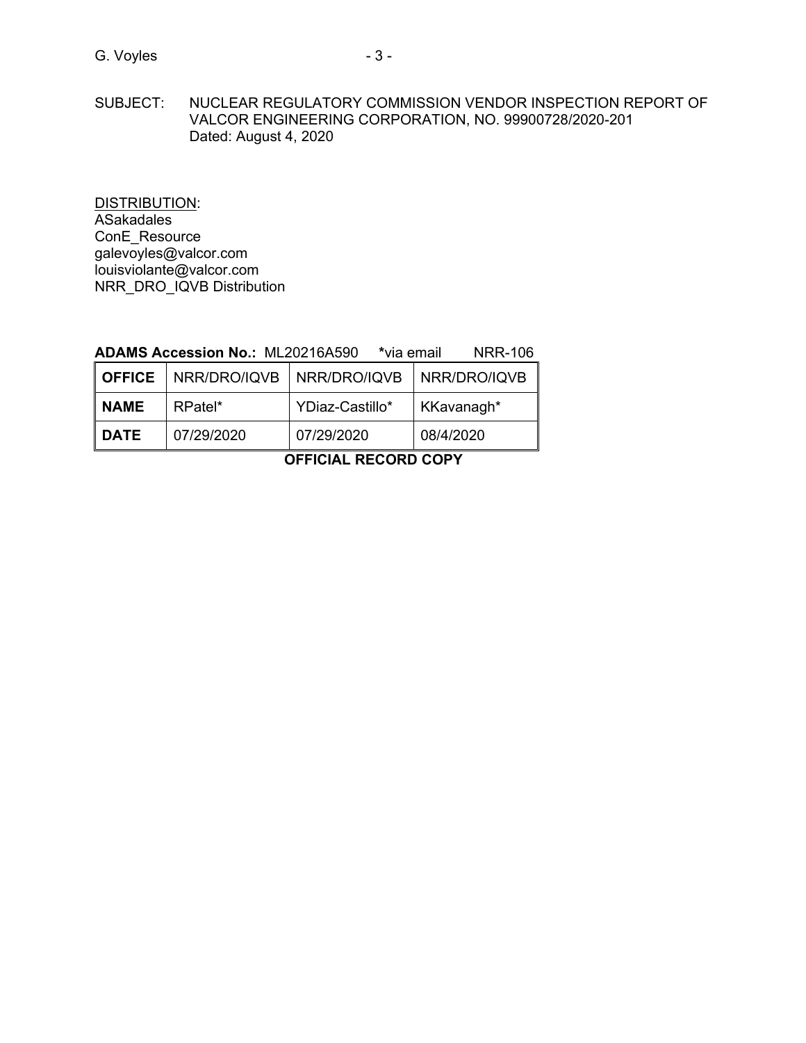SUBJECT: NUCLEAR REGULATORY COMMISSION VENDOR INSPECTION REPORT OF VALCOR ENGINEERING CORPORATION, NO. 99900728/2020-201
Dated: August 4, 2020

<u>DISTRIBUTION</u>:
ASakadales
ConE_Resource
galevoyles@valcor.com
louisviolante@valcor.com
NRR_DRO_IQVB Distribution

**ADAMS Accession No.:** ML20216A590 ***via email** NRR-106

| **OFFICE** | NRR/DRO/IQVB | NRR/DRO/IQVB | NRR/DRO/IQVB |
|---|---|---|---|
| **NAME** | RPatel* | YDiaz-Castillo* | KKavanagh* |
| **DATE** | 07/29/2020 | 07/29/2020 | 08/4/2020 |

**OFFICIAL RECORD COPY**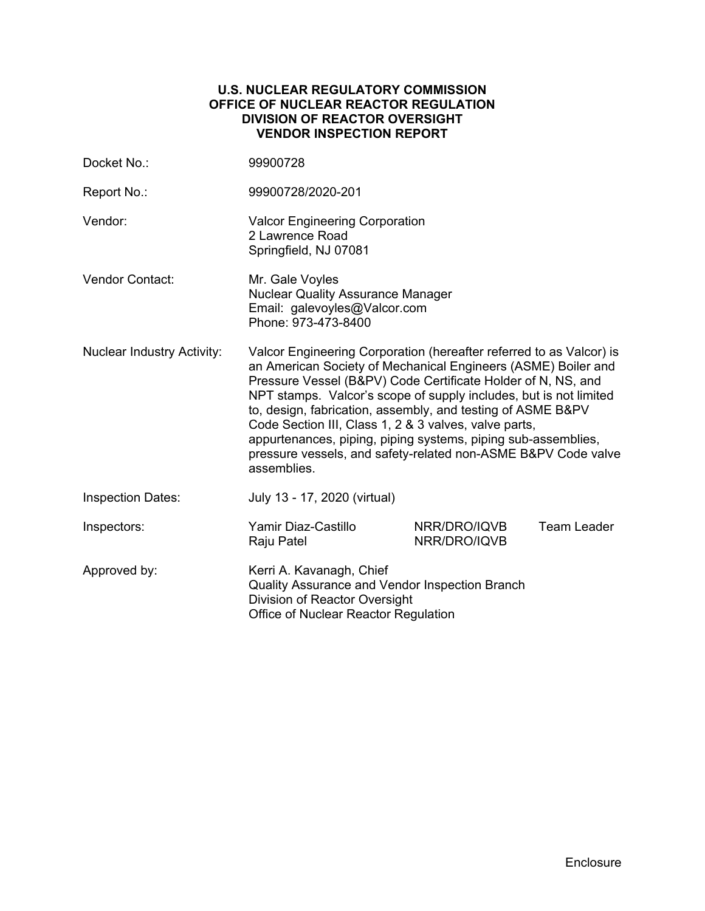**U.S. NUCLEAR REGULATORY COMMISSION**
**OFFICE OF NUCLEAR REACTOR REGULATION**
**DIVISION OF REACTOR OVERSIGHT**
**VENDOR INSPECTION REPORT**

| | | | |
|---|---|---|---|
| Docket No.: | 99900728 | | |
| Report No.: | 99900728/2020-201 | | |
| Vendor: | Valcor Engineering Corporation<br>2 Lawrence Road<br>Springfield, NJ 07081 | | |
| Vendor Contact: | Mr. Gale Voyles<br>Nuclear Quality Assurance Manager<br>Email: galevoyles@Valcor.com<br>Phone: 973-473-8400 | | |
| Nuclear Industry Activity: | Valcor Engineering Corporation (hereafter referred to as Valcor) is an American Society of Mechanical Engineers (ASME) Boiler and Pressure Vessel (B&PV) Code Certificate Holder of N, NS, and NPT stamps. Valcor's scope of supply includes, but is not limited to, design, fabrication, assembly, and testing of ASME B&PV Code Section III, Class 1, 2 & 3 valves, valve parts, appurtenances, piping, piping systems, piping sub-assemblies, pressure vessels, and safety-related non-ASME B&PV Code valve assemblies. | | |
| Inspection Dates: | July 13 - 17, 2020 (virtual) | | |
| Inspectors: | Yamir Diaz-Castillo | NRR/DRO/IQVB | Team Leader |
| | Raju Patel | NRR/DRO/IQVB | |
| Approved by: | Kerri A. Kavanagh, Chief<br>Quality Assurance and Vendor Inspection Branch<br>Division of Reactor Oversight<br>Office of Nuclear Reactor Regulation | | |

Enclosure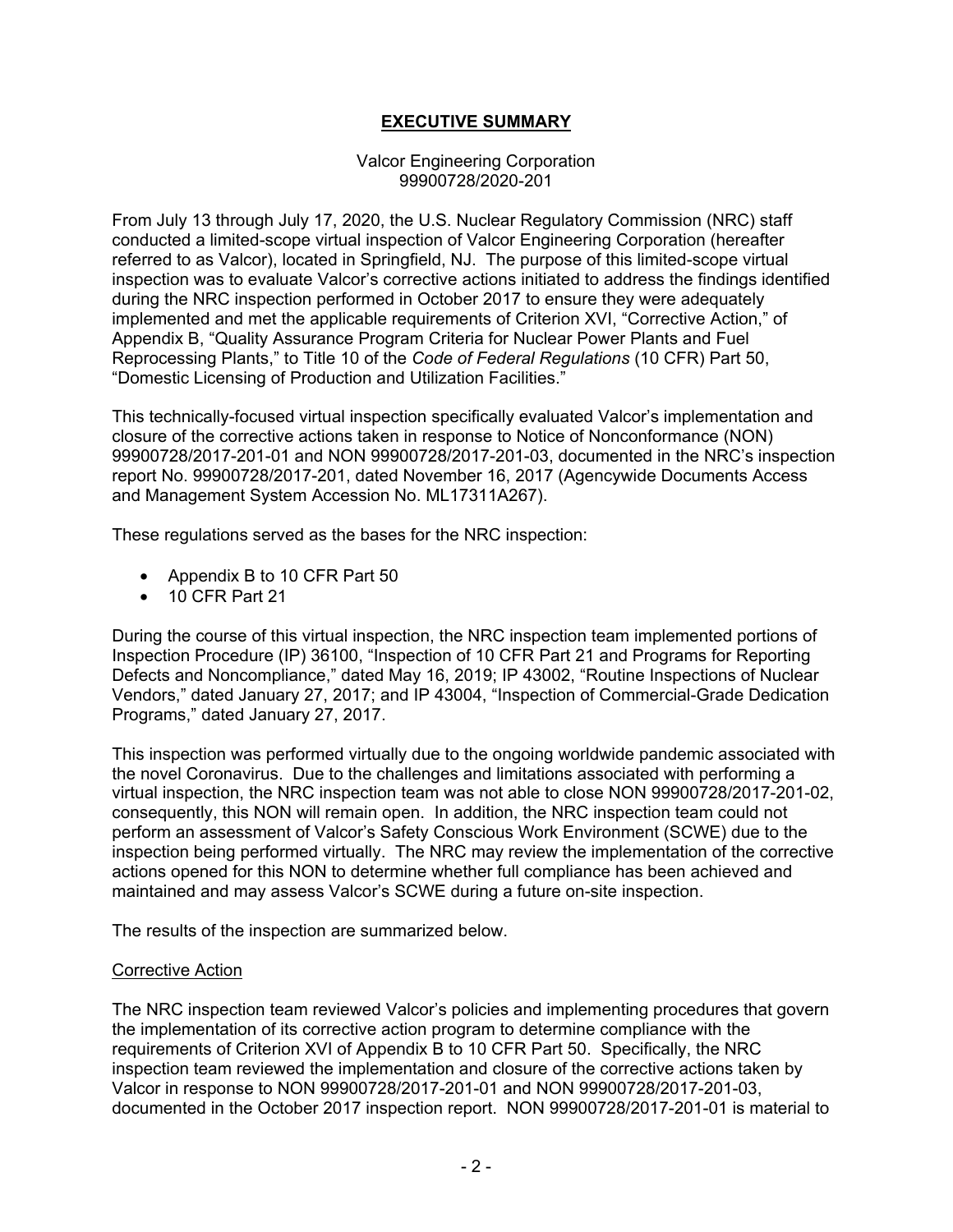# EXECUTIVE SUMMARY

Valcor Engineering Corporation
99900728/2020-201

From July 13 through July 17, 2020, the U.S. Nuclear Regulatory Commission (NRC) staff conducted a limited-scope virtual inspection of Valcor Engineering Corporation (hereafter referred to as Valcor), located in Springfield, NJ. The purpose of this limited-scope virtual inspection was to evaluate Valcor's corrective actions initiated to address the findings identified during the NRC inspection performed in October 2017 to ensure they were adequately implemented and met the applicable requirements of Criterion XVI, "Corrective Action," of Appendix B, "Quality Assurance Program Criteria for Nuclear Power Plants and Fuel Reprocessing Plants," to Title 10 of the *Code of Federal Regulations* (10 CFR) Part 50, "Domestic Licensing of Production and Utilization Facilities."

This technically-focused virtual inspection specifically evaluated Valcor's implementation and closure of the corrective actions taken in response to Notice of Nonconformance (NON) 99900728/2017-201-01 and NON 99900728/2017-201-03, documented in the NRC's inspection report No. 99900728/2017-201, dated November 16, 2017 (Agencywide Documents Access and Management System Accession No. ML17311A267).

These regulations served as the bases for the NRC inspection:

- Appendix B to 10 CFR Part 50
- 10 CFR Part 21

During the course of this virtual inspection, the NRC inspection team implemented portions of Inspection Procedure (IP) 36100, "Inspection of 10 CFR Part 21 and Programs for Reporting Defects and Noncompliance," dated May 16, 2019; IP 43002, "Routine Inspections of Nuclear Vendors," dated January 27, 2017; and IP 43004, "Inspection of Commercial-Grade Dedication Programs," dated January 27, 2017.

This inspection was performed virtually due to the ongoing worldwide pandemic associated with the novel Coronavirus. Due to the challenges and limitations associated with performing a virtual inspection, the NRC inspection team was not able to close NON 99900728/2017-201-02, consequently, this NON will remain open. In addition, the NRC inspection team could not perform an assessment of Valcor's Safety Conscious Work Environment (SCWE) due to the inspection being performed virtually. The NRC may review the implementation of the corrective actions opened for this NON to determine whether full compliance has been achieved and maintained and may assess Valcor's SCWE during a future on-site inspection.

The results of the inspection are summarized below.

## Corrective Action

The NRC inspection team reviewed Valcor's policies and implementing procedures that govern the implementation of its corrective action program to determine compliance with the requirements of Criterion XVI of Appendix B to 10 CFR Part 50. Specifically, the NRC inspection team reviewed the implementation and closure of the corrective actions taken by Valcor in response to NON 99900728/2017-201-01 and NON 99900728/2017-201-03, documented in the October 2017 inspection report. NON 99900728/2017-201-01 is material to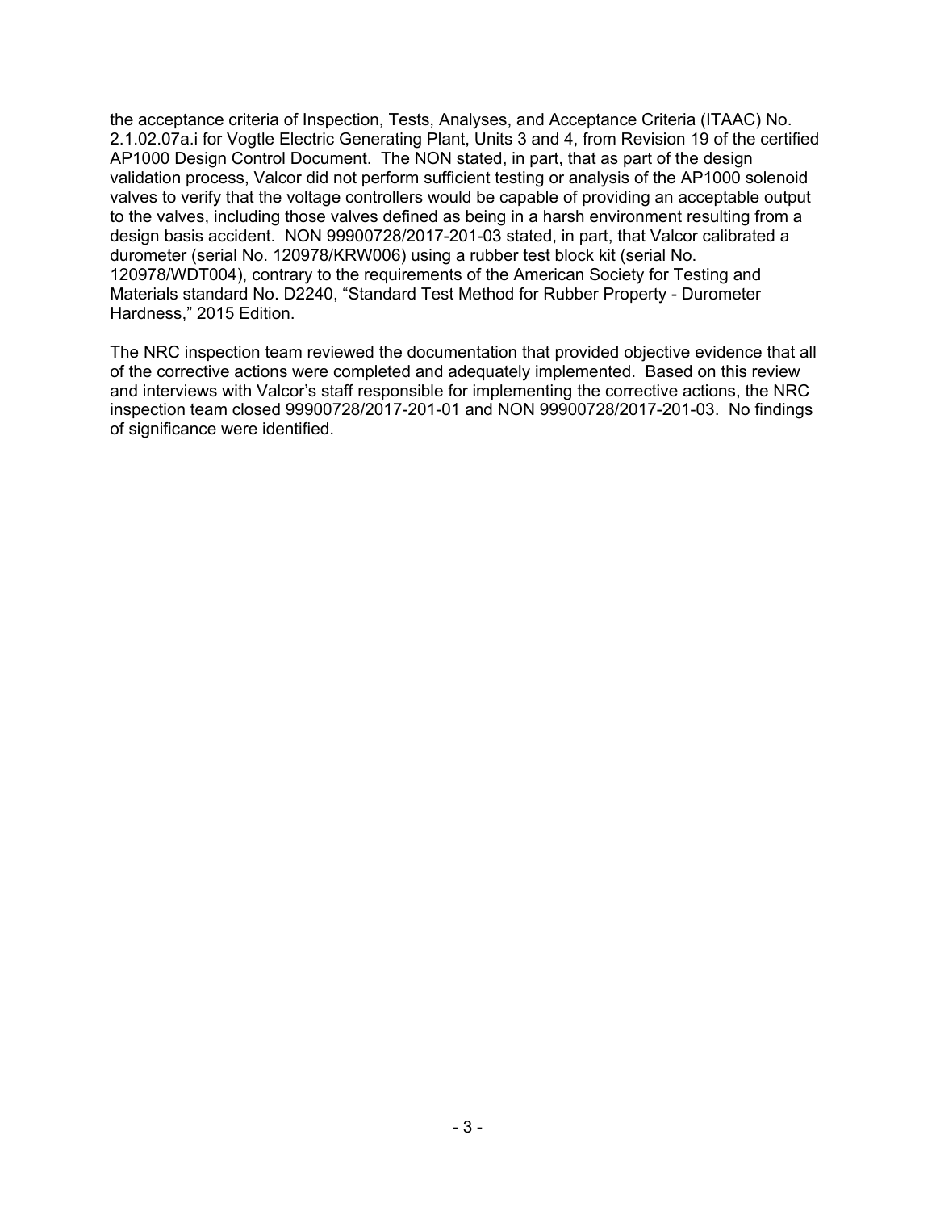the acceptance criteria of Inspection, Tests, Analyses, and Acceptance Criteria (ITAAC) No. 2.1.02.07a.i for Vogtle Electric Generating Plant, Units 3 and 4, from Revision 19 of the certified AP1000 Design Control Document. The NON stated, in part, that as part of the design validation process, Valcor did not perform sufficient testing or analysis of the AP1000 solenoid valves to verify that the voltage controllers would be capable of providing an acceptable output to the valves, including those valves defined as being in a harsh environment resulting from a design basis accident. NON 99900728/2017-201-03 stated, in part, that Valcor calibrated a durometer (serial No. 120978/KRW006) using a rubber test block kit (serial No. 120978/WDT004), contrary to the requirements of the American Society for Testing and Materials standard No. D2240, "Standard Test Method for Rubber Property - Durometer Hardness," 2015 Edition.

The NRC inspection team reviewed the documentation that provided objective evidence that all of the corrective actions were completed and adequately implemented. Based on this review and interviews with Valcor's staff responsible for implementing the corrective actions, the NRC inspection team closed 99900728/2017-201-01 and NON 99900728/2017-201-03. No findings of significance were identified.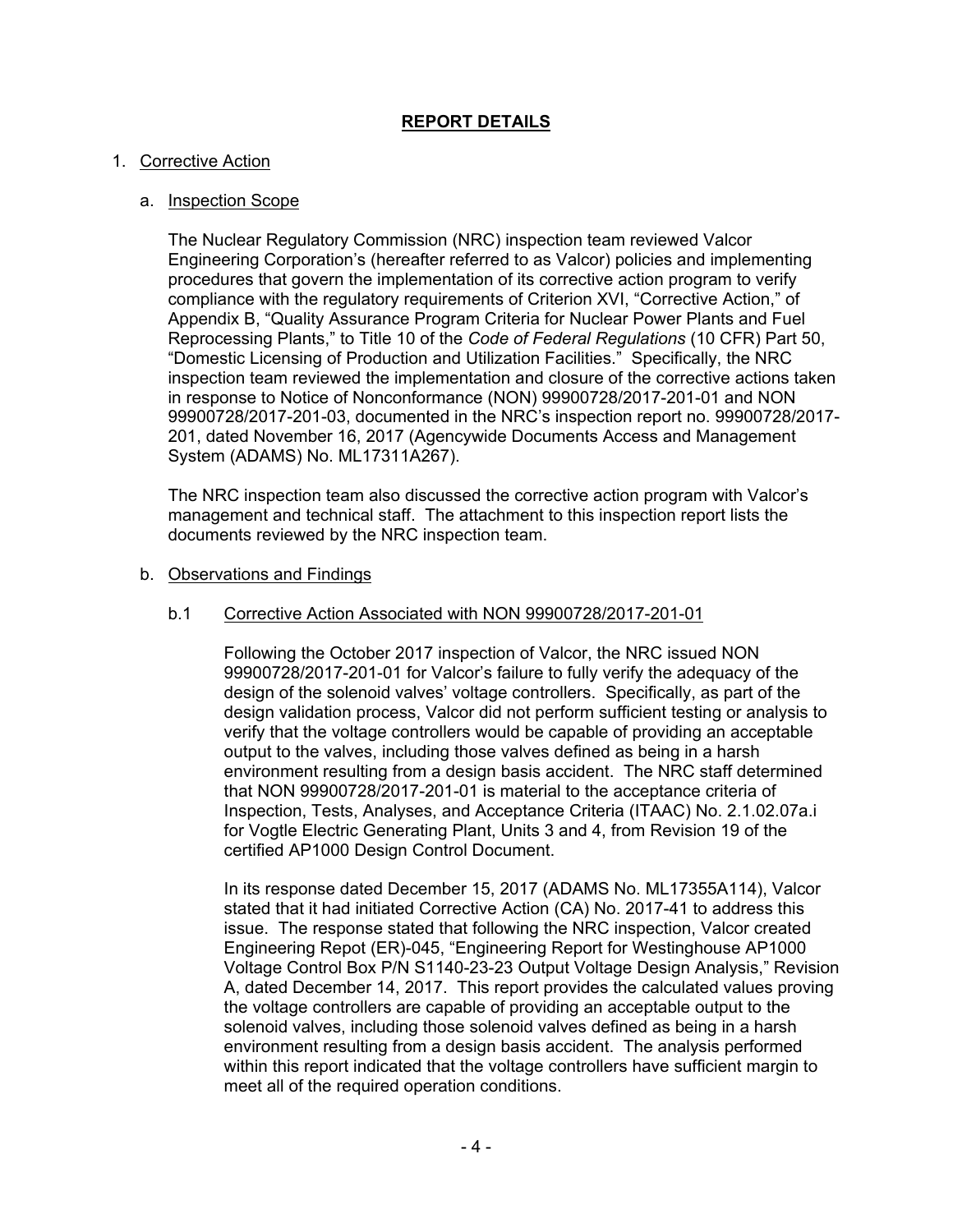# REPORT DETAILS

1. Corrective Action

   a. Inspection Scope

      The Nuclear Regulatory Commission (NRC) inspection team reviewed Valcor Engineering Corporation's (hereafter referred to as Valcor) policies and implementing procedures that govern the implementation of its corrective action program to verify compliance with the regulatory requirements of Criterion XVI, "Corrective Action," of Appendix B, "Quality Assurance Program Criteria for Nuclear Power Plants and Fuel Reprocessing Plants," to Title 10 of the *Code of Federal Regulations* (10 CFR) Part 50, "Domestic Licensing of Production and Utilization Facilities." Specifically, the NRC inspection team reviewed the implementation and closure of the corrective actions taken in response to Notice of Nonconformance (NON) 99900728/2017-201-01 and NON 99900728/2017-201-03, documented in the NRC's inspection report no. 99900728/2017-201, dated November 16, 2017 (Agencywide Documents Access and Management System (ADAMS) No. ML17311A267).

      The NRC inspection team also discussed the corrective action program with Valcor's management and technical staff. The attachment to this inspection report lists the documents reviewed by the NRC inspection team.

   b. Observations and Findings

      b.1 Corrective Action Associated with NON 99900728/2017-201-01

      Following the October 2017 inspection of Valcor, the NRC issued NON 99900728/2017-201-01 for Valcor's failure to fully verify the adequacy of the design of the solenoid valves' voltage controllers. Specifically, as part of the design validation process, Valcor did not perform sufficient testing or analysis to verify that the voltage controllers would be capable of providing an acceptable output to the valves, including those valves defined as being in a harsh environment resulting from a design basis accident. The NRC staff determined that NON 99900728/2017-201-01 is material to the acceptance criteria of Inspection, Tests, Analyses, and Acceptance Criteria (ITAAC) No. 2.1.02.07a.i for Vogtle Electric Generating Plant, Units 3 and 4, from Revision 19 of the certified AP1000 Design Control Document.

      In its response dated December 15, 2017 (ADAMS No. ML17355A114), Valcor stated that it had initiated Corrective Action (CA) No. 2017-41 to address this issue. The response stated that following the NRC inspection, Valcor created Engineering Repot (ER)-045, "Engineering Report for Westinghouse AP1000 Voltage Control Box P/N S1140-23-23 Output Voltage Design Analysis," Revision A, dated December 14, 2017. This report provides the calculated values proving the voltage controllers are capable of providing an acceptable output to the solenoid valves, including those solenoid valves defined as being in a harsh environment resulting from a design basis accident. The analysis performed within this report indicated that the voltage controllers have sufficient margin to meet all of the required operation conditions.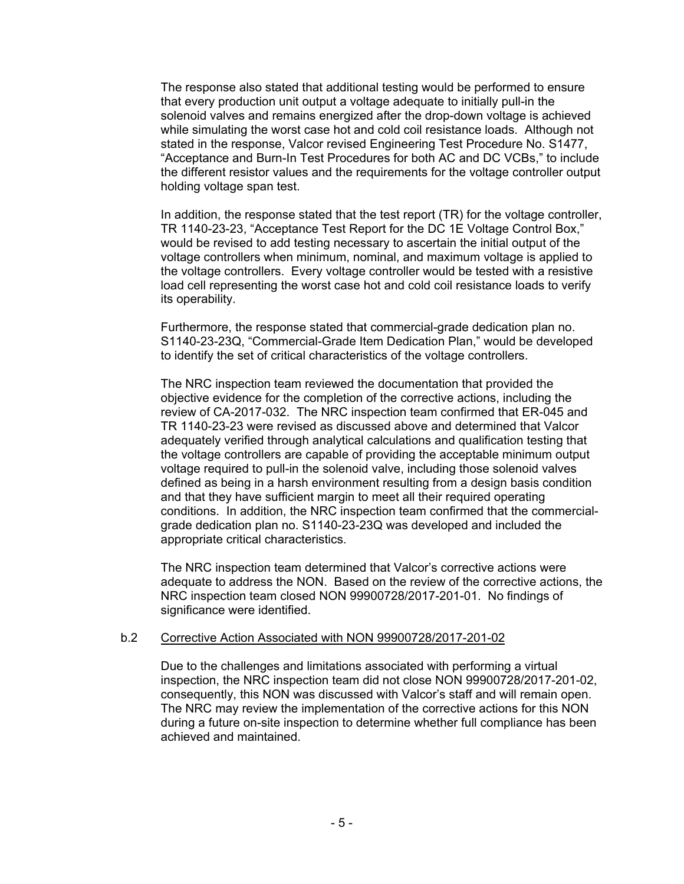The response also stated that additional testing would be performed to ensure that every production unit output a voltage adequate to initially pull-in the solenoid valves and remains energized after the drop-down voltage is achieved while simulating the worst case hot and cold coil resistance loads. Although not stated in the response, Valcor revised Engineering Test Procedure No. S1477, "Acceptance and Burn-In Test Procedures for both AC and DC VCBs," to include the different resistor values and the requirements for the voltage controller output holding voltage span test.

In addition, the response stated that the test report (TR) for the voltage controller, TR 1140-23-23, "Acceptance Test Report for the DC 1E Voltage Control Box," would be revised to add testing necessary to ascertain the initial output of the voltage controllers when minimum, nominal, and maximum voltage is applied to the voltage controllers. Every voltage controller would be tested with a resistive load cell representing the worst case hot and cold coil resistance loads to verify its operability.

Furthermore, the response stated that commercial-grade dedication plan no. S1140-23-23Q, "Commercial-Grade Item Dedication Plan," would be developed to identify the set of critical characteristics of the voltage controllers.

The NRC inspection team reviewed the documentation that provided the objective evidence for the completion of the corrective actions, including the review of CA-2017-032. The NRC inspection team confirmed that ER-045 and TR 1140-23-23 were revised as discussed above and determined that Valcor adequately verified through analytical calculations and qualification testing that the voltage controllers are capable of providing the acceptable minimum output voltage required to pull-in the solenoid valve, including those solenoid valves defined as being in a harsh environment resulting from a design basis condition and that they have sufficient margin to meet all their required operating conditions. In addition, the NRC inspection team confirmed that the commercial-grade dedication plan no. S1140-23-23Q was developed and included the appropriate critical characteristics.

The NRC inspection team determined that Valcor's corrective actions were adequate to address the NON. Based on the review of the corrective actions, the NRC inspection team closed NON 99900728/2017-201-01. No findings of significance were identified.

b.2 Corrective Action Associated with NON 99900728/2017-201-02

Due to the challenges and limitations associated with performing a virtual inspection, the NRC inspection team did not close NON 99900728/2017-201-02, consequently, this NON was discussed with Valcor's staff and will remain open. The NRC may review the implementation of the corrective actions for this NON during a future on-site inspection to determine whether full compliance has been achieved and maintained.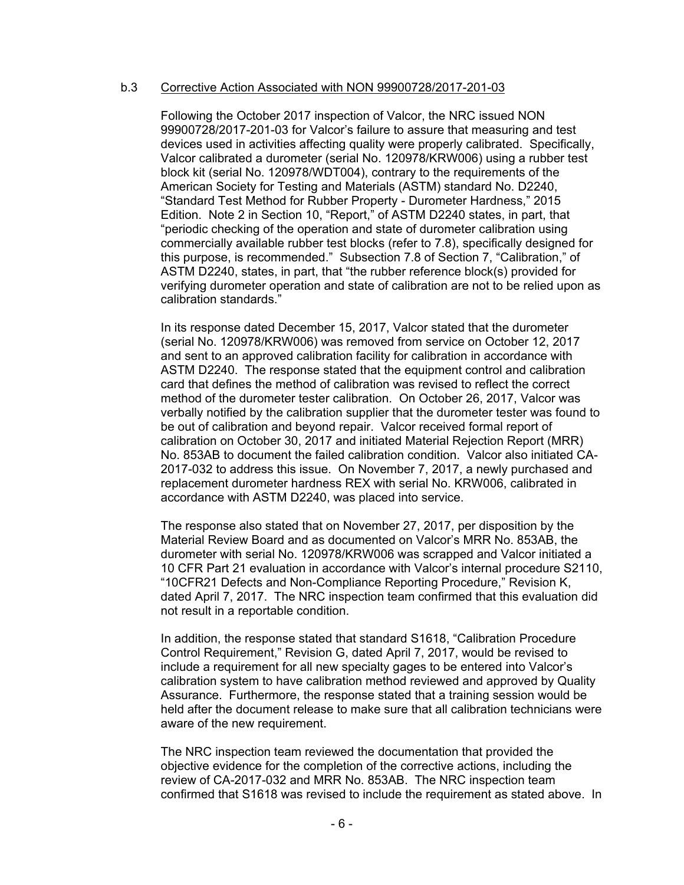b.3 Corrective Action Associated with NON 99900728/2017-201-03

Following the October 2017 inspection of Valcor, the NRC issued NON 99900728/2017-201-03 for Valcor's failure to assure that measuring and test devices used in activities affecting quality were properly calibrated. Specifically, Valcor calibrated a durometer (serial No. 120978/KRW006) using a rubber test block kit (serial No. 120978/WDT004), contrary to the requirements of the American Society for Testing and Materials (ASTM) standard No. D2240, "Standard Test Method for Rubber Property - Durometer Hardness," 2015 Edition. Note 2 in Section 10, "Report," of ASTM D2240 states, in part, that "periodic checking of the operation and state of durometer calibration using commercially available rubber test blocks (refer to 7.8), specifically designed for this purpose, is recommended." Subsection 7.8 of Section 7, "Calibration," of ASTM D2240, states, in part, that "the rubber reference block(s) provided for verifying durometer operation and state of calibration are not to be relied upon as calibration standards."

In its response dated December 15, 2017, Valcor stated that the durometer (serial No. 120978/KRW006) was removed from service on October 12, 2017 and sent to an approved calibration facility for calibration in accordance with ASTM D2240. The response stated that the equipment control and calibration card that defines the method of calibration was revised to reflect the correct method of the durometer tester calibration. On October 26, 2017, Valcor was verbally notified by the calibration supplier that the durometer tester was found to be out of calibration and beyond repair. Valcor received formal report of calibration on October 30, 2017 and initiated Material Rejection Report (MRR) No. 853AB to document the failed calibration condition. Valcor also initiated CA-2017-032 to address this issue. On November 7, 2017, a newly purchased and replacement durometer hardness REX with serial No. KRW006, calibrated in accordance with ASTM D2240, was placed into service.

The response also stated that on November 27, 2017, per disposition by the Material Review Board and as documented on Valcor's MRR No. 853AB, the durometer with serial No. 120978/KRW006 was scrapped and Valcor initiated a 10 CFR Part 21 evaluation in accordance with Valcor's internal procedure S2110, "10CFR21 Defects and Non-Compliance Reporting Procedure," Revision K, dated April 7, 2017. The NRC inspection team confirmed that this evaluation did not result in a reportable condition.

In addition, the response stated that standard S1618, "Calibration Procedure Control Requirement," Revision G, dated April 7, 2017, would be revised to include a requirement for all new specialty gages to be entered into Valcor's calibration system to have calibration method reviewed and approved by Quality Assurance. Furthermore, the response stated that a training session would be held after the document release to make sure that all calibration technicians were aware of the new requirement.

The NRC inspection team reviewed the documentation that provided the objective evidence for the completion of the corrective actions, including the review of CA-2017-032 and MRR No. 853AB. The NRC inspection team confirmed that S1618 was revised to include the requirement as stated above. In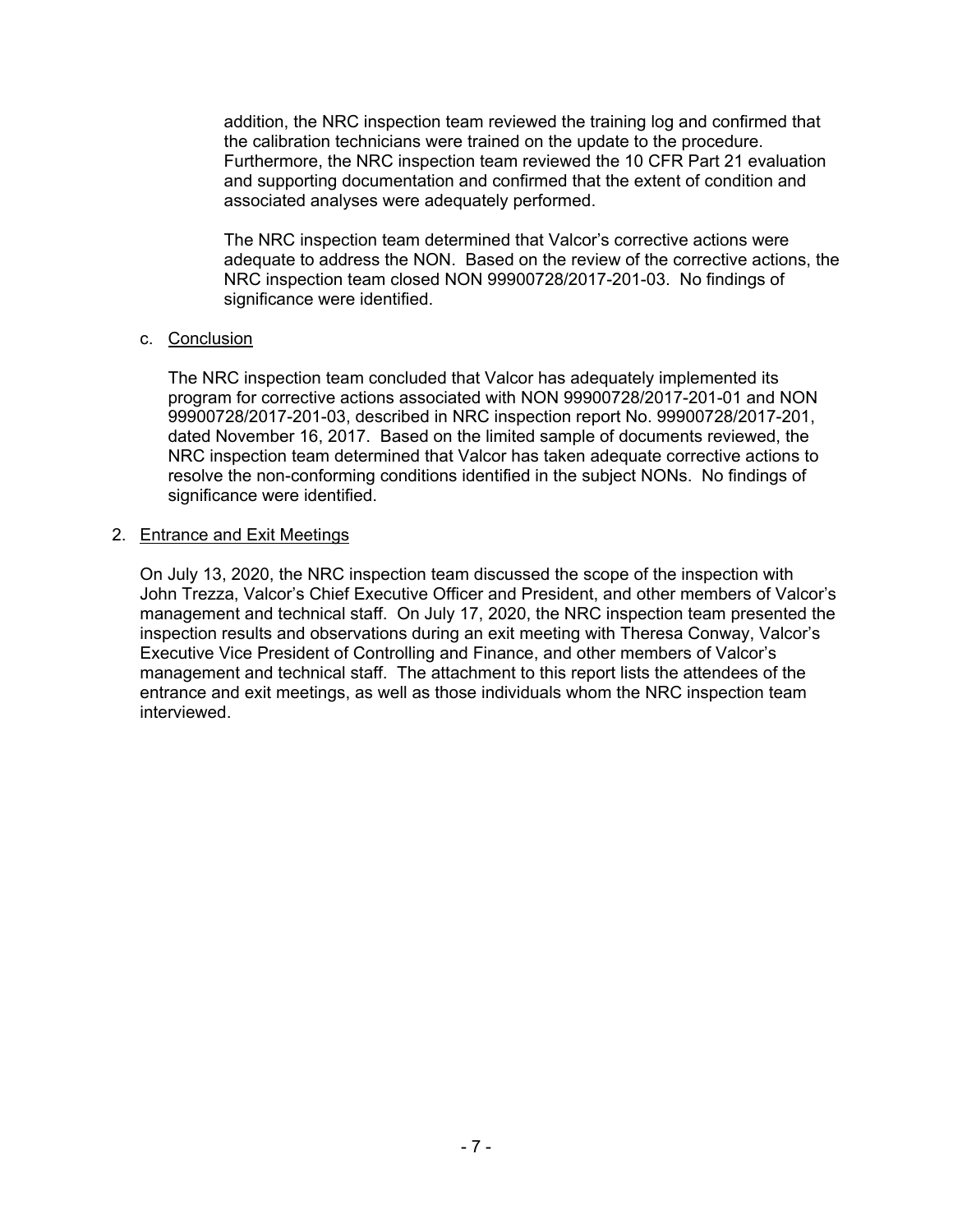addition, the NRC inspection team reviewed the training log and confirmed that the calibration technicians were trained on the update to the procedure. Furthermore, the NRC inspection team reviewed the 10 CFR Part 21 evaluation and supporting documentation and confirmed that the extent of condition and associated analyses were adequately performed.

The NRC inspection team determined that Valcor's corrective actions were adequate to address the NON. Based on the review of the corrective actions, the NRC inspection team closed NON 99900728/2017-201-03. No findings of significance were identified.

c. Conclusion

The NRC inspection team concluded that Valcor has adequately implemented its program for corrective actions associated with NON 99900728/2017-201-01 and NON 99900728/2017-201-03, described in NRC inspection report No. 99900728/2017-201, dated November 16, 2017. Based on the limited sample of documents reviewed, the NRC inspection team determined that Valcor has taken adequate corrective actions to resolve the non-conforming conditions identified in the subject NONs. No findings of significance were identified.

2. Entrance and Exit Meetings

On July 13, 2020, the NRC inspection team discussed the scope of the inspection with John Trezza, Valcor's Chief Executive Officer and President, and other members of Valcor's management and technical staff. On July 17, 2020, the NRC inspection team presented the inspection results and observations during an exit meeting with Theresa Conway, Valcor's Executive Vice President of Controlling and Finance, and other members of Valcor's management and technical staff. The attachment to this report lists the attendees of the entrance and exit meetings, as well as those individuals whom the NRC inspection team interviewed.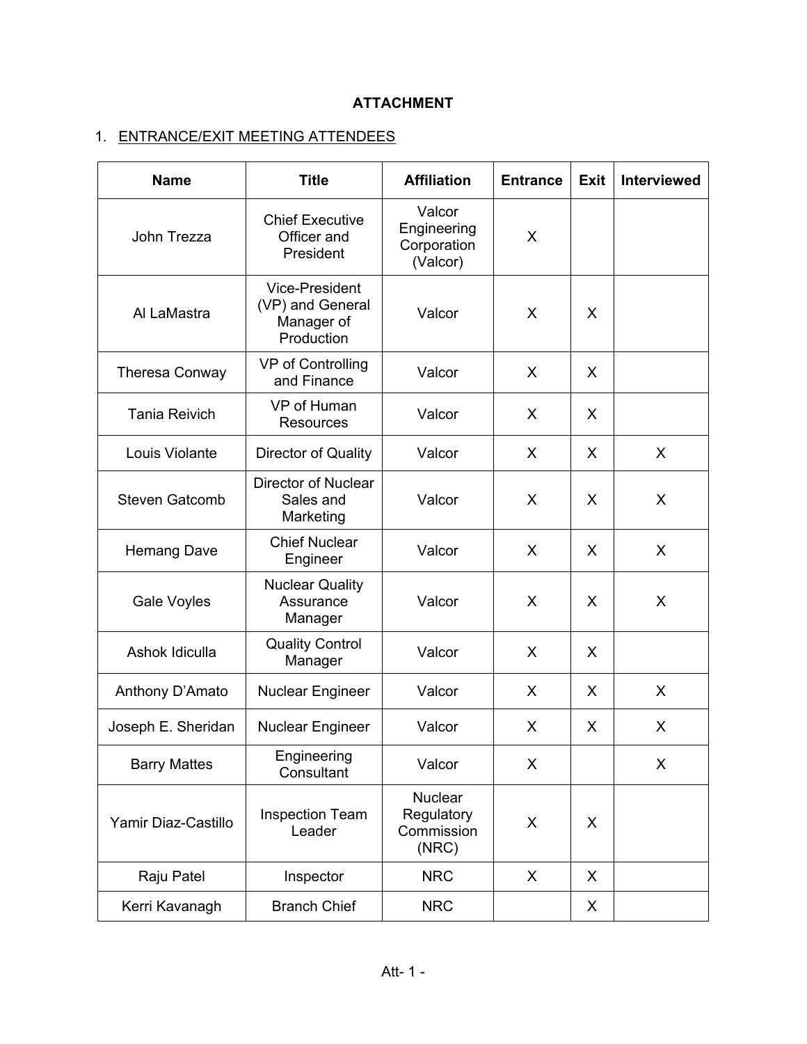**ATTACHMENT**

1. <u>ENTRANCE/EXIT MEETING ATTENDEES</u>

| Name | Title | Affiliation | Entrance | Exit | Interviewed |
|---|---|---|---|---|---|
| John Trezza | Chief Executive Officer and President | Valcor Engineering Corporation (Valcor) | X | | |
| Al LaMastra | Vice-President (VP) and General Manager of Production | Valcor | X | X | |
| Theresa Conway | VP of Controlling and Finance | Valcor | X | X | |
| Tania Reivich | VP of Human Resources | Valcor | X | X | |
| Louis Violante | Director of Quality | Valcor | X | X | X |
| Steven Gatcomb | Director of Nuclear Sales and Marketing | Valcor | X | X | X |
| Hemang Dave | Chief Nuclear Engineer | Valcor | X | X | X |
| Gale Voyles | Nuclear Quality Assurance Manager | Valcor | X | X | X |
| Ashok Idiculla | Quality Control Manager | Valcor | X | X | |
| Anthony D'Amato | Nuclear Engineer | Valcor | X | X | X |
| Joseph E. Sheridan | Nuclear Engineer | Valcor | X | X | X |
| Barry Mattes | Engineering Consultant | Valcor | X | | X |
| Yamir Diaz-Castillo | Inspection Team Leader | Nuclear Regulatory Commission (NRC) | X | X | |
| Raju Patel | Inspector | NRC | X | X | |
| Kerri Kavanagh | Branch Chief | NRC | | X | |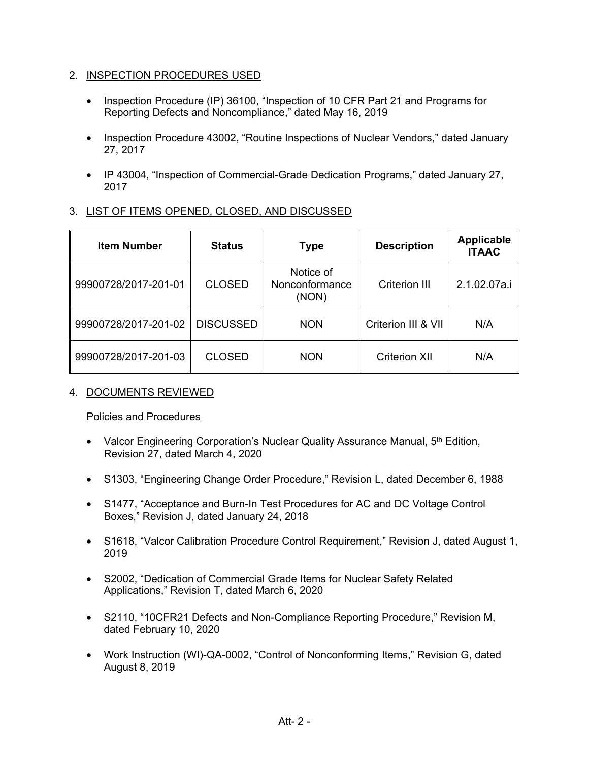## 2. INSPECTION PROCEDURES USED

- Inspection Procedure (IP) 36100, “Inspection of 10 CFR Part 21 and Programs for Reporting Defects and Noncompliance,” dated May 16, 2019
- Inspection Procedure 43002, “Routine Inspections of Nuclear Vendors,” dated January 27, 2017
- IP 43004, “Inspection of Commercial-Grade Dedication Programs,” dated January 27, 2017

## 3. LIST OF ITEMS OPENED, CLOSED, AND DISCUSSED

| Item Number | Status | Type | Description | Applicable ITAAC |
|---|---|---|---|---|
| 99900728/2017-201-01 | CLOSED | Notice of Nonconformance (NON) | Criterion III | 2.1.02.07a.i |
| 99900728/2017-201-02 | DISCUSSED | NON | Criterion III & VII | N/A |
| 99900728/2017-201-03 | CLOSED | NON | Criterion XII | N/A |

## 4. DOCUMENTS REVIEWED

Policies and Procedures

- Valcor Engineering Corporation’s Nuclear Quality Assurance Manual, 5th Edition, Revision 27, dated March 4, 2020
- S1303, “Engineering Change Order Procedure,” Revision L, dated December 6, 1988
- S1477, “Acceptance and Burn-In Test Procedures for AC and DC Voltage Control Boxes,” Revision J, dated January 24, 2018
- S1618, “Valcor Calibration Procedure Control Requirement,” Revision J, dated August 1, 2019
- S2002, “Dedication of Commercial Grade Items for Nuclear Safety Related Applications,” Revision T, dated March 6, 2020
- S2110, “10CFR21 Defects and Non-Compliance Reporting Procedure,” Revision M, dated February 10, 2020
- Work Instruction (WI)-QA-0002, “Control of Nonconforming Items,” Revision G, dated August 8, 2019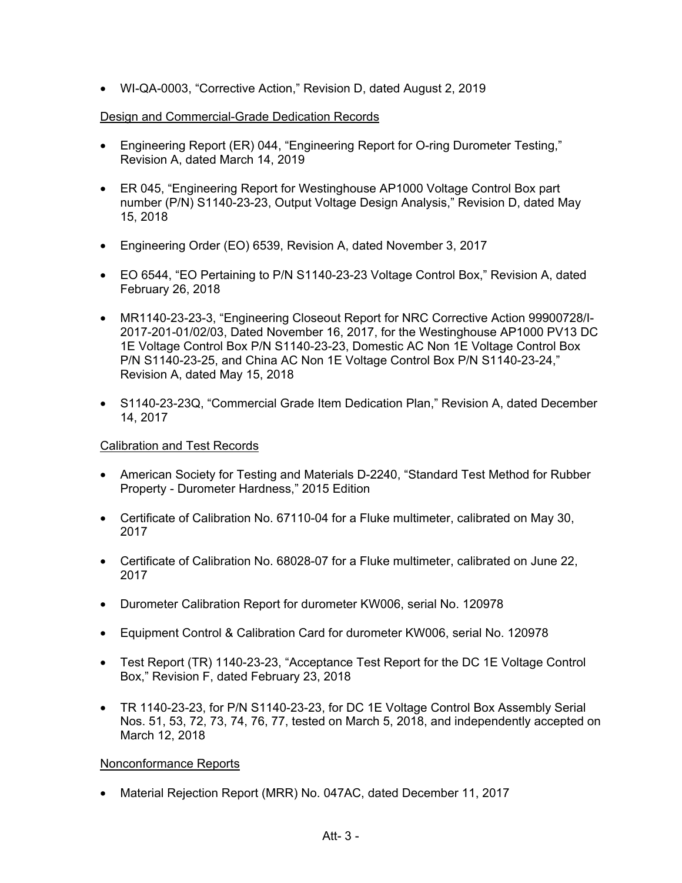- WI-QA-0003, "Corrective Action," Revision D, dated August 2, 2019

Design and Commercial-Grade Dedication Records

- Engineering Report (ER) 044, "Engineering Report for O-ring Durometer Testing," Revision A, dated March 14, 2019
- ER 045, "Engineering Report for Westinghouse AP1000 Voltage Control Box part number (P/N) S1140-23-23, Output Voltage Design Analysis," Revision D, dated May 15, 2018
- Engineering Order (EO) 6539, Revision A, dated November 3, 2017
- EO 6544, "EO Pertaining to P/N S1140-23-23 Voltage Control Box," Revision A, dated February 26, 2018
- MR1140-23-23-3, "Engineering Closeout Report for NRC Corrective Action 99900728/I-2017-201-01/02/03, Dated November 16, 2017, for the Westinghouse AP1000 PV13 DC 1E Voltage Control Box P/N S1140-23-23, Domestic AC Non 1E Voltage Control Box P/N S1140-23-25, and China AC Non 1E Voltage Control Box P/N S1140-23-24," Revision A, dated May 15, 2018
- S1140-23-23Q, "Commercial Grade Item Dedication Plan," Revision A, dated December 14, 2017

Calibration and Test Records

- American Society for Testing and Materials D-2240, "Standard Test Method for Rubber Property - Durometer Hardness," 2015 Edition
- Certificate of Calibration No. 67110-04 for a Fluke multimeter, calibrated on May 30, 2017
- Certificate of Calibration No. 68028-07 for a Fluke multimeter, calibrated on June 22, 2017
- Durometer Calibration Report for durometer KW006, serial No. 120978
- Equipment Control & Calibration Card for durometer KW006, serial No. 120978
- Test Report (TR) 1140-23-23, "Acceptance Test Report for the DC 1E Voltage Control Box," Revision F, dated February 23, 2018
- TR 1140-23-23, for P/N S1140-23-23, for DC 1E Voltage Control Box Assembly Serial Nos. 51, 53, 72, 73, 74, 76, 77, tested on March 5, 2018, and independently accepted on March 12, 2018

Nonconformance Reports

- Material Rejection Report (MRR) No. 047AC, dated December 11, 2017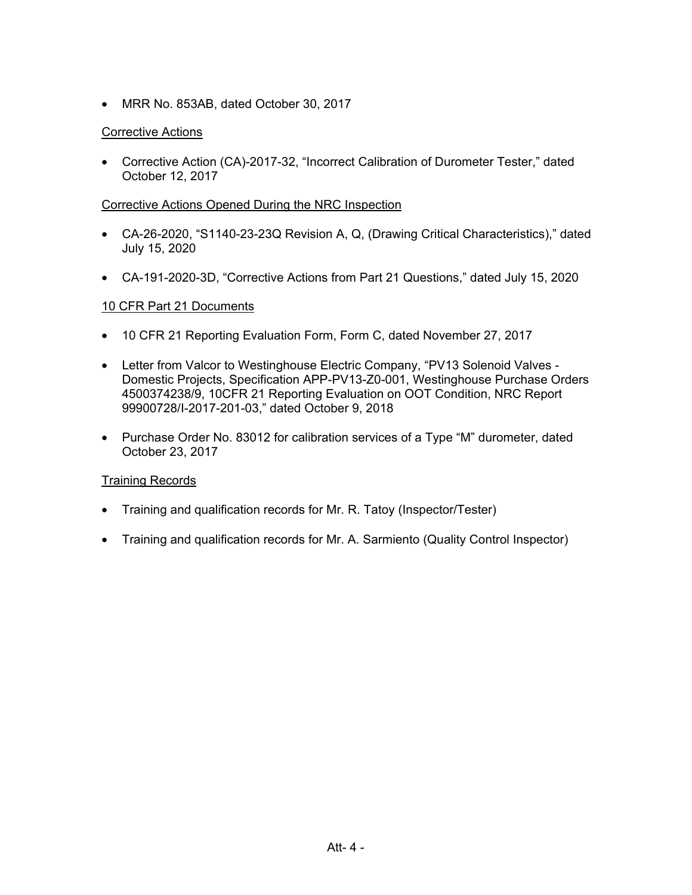- MRR No. 853AB, dated October 30, 2017

Corrective Actions

- Corrective Action (CA)-2017-32, "Incorrect Calibration of Durometer Tester," dated October 12, 2017

Corrective Actions Opened During the NRC Inspection

- CA-26-2020, "S1140-23-23Q Revision A, Q, (Drawing Critical Characteristics)," dated July 15, 2020

- CA-191-2020-3D, "Corrective Actions from Part 21 Questions," dated July 15, 2020

10 CFR Part 21 Documents

- 10 CFR 21 Reporting Evaluation Form, Form C, dated November 27, 2017

- Letter from Valcor to Westinghouse Electric Company, "PV13 Solenoid Valves - Domestic Projects, Specification APP-PV13-Z0-001, Westinghouse Purchase Orders 4500374238/9, 10CFR 21 Reporting Evaluation on OOT Condition, NRC Report 99900728/I-2017-201-03," dated October 9, 2018

- Purchase Order No. 83012 for calibration services of a Type "M" durometer, dated October 23, 2017

Training Records

- Training and qualification records for Mr. R. Tatoy (Inspector/Tester)

- Training and qualification records for Mr. A. Sarmiento (Quality Control Inspector)